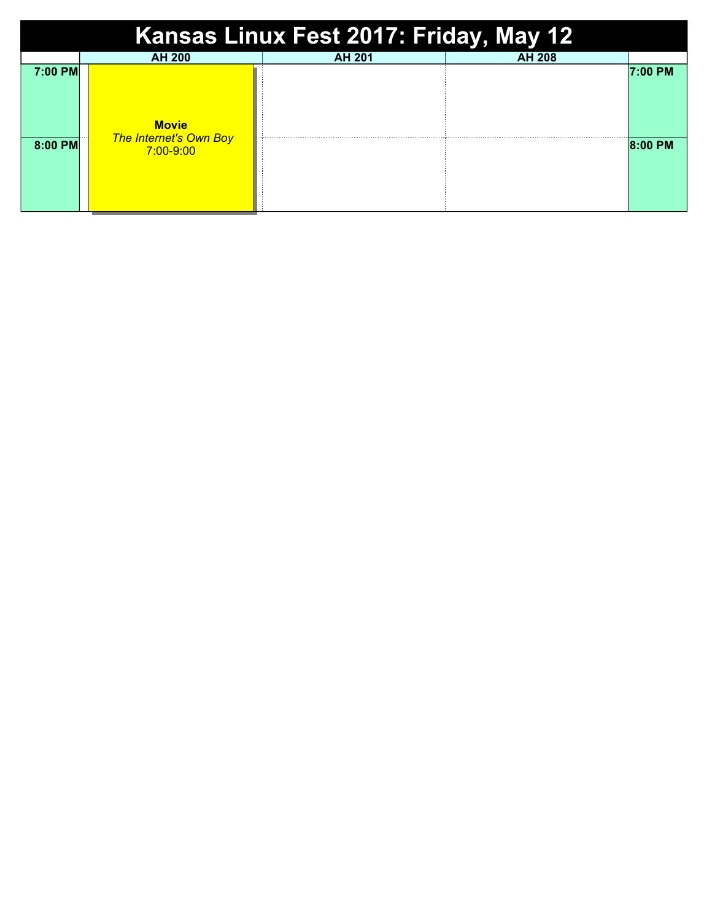# Kansas Linux Fest 2017: Friday, May 12

| | AH 200 | AH 201 | AH 208 | |
|---|---|---|---|---|
| **7:00 PM** | **Movie**<br>*The Internet's Own Boy*<br>7:00-9:00 | | | **7:00 PM** |
| **8:00 PM** | | | | **8:00 PM** |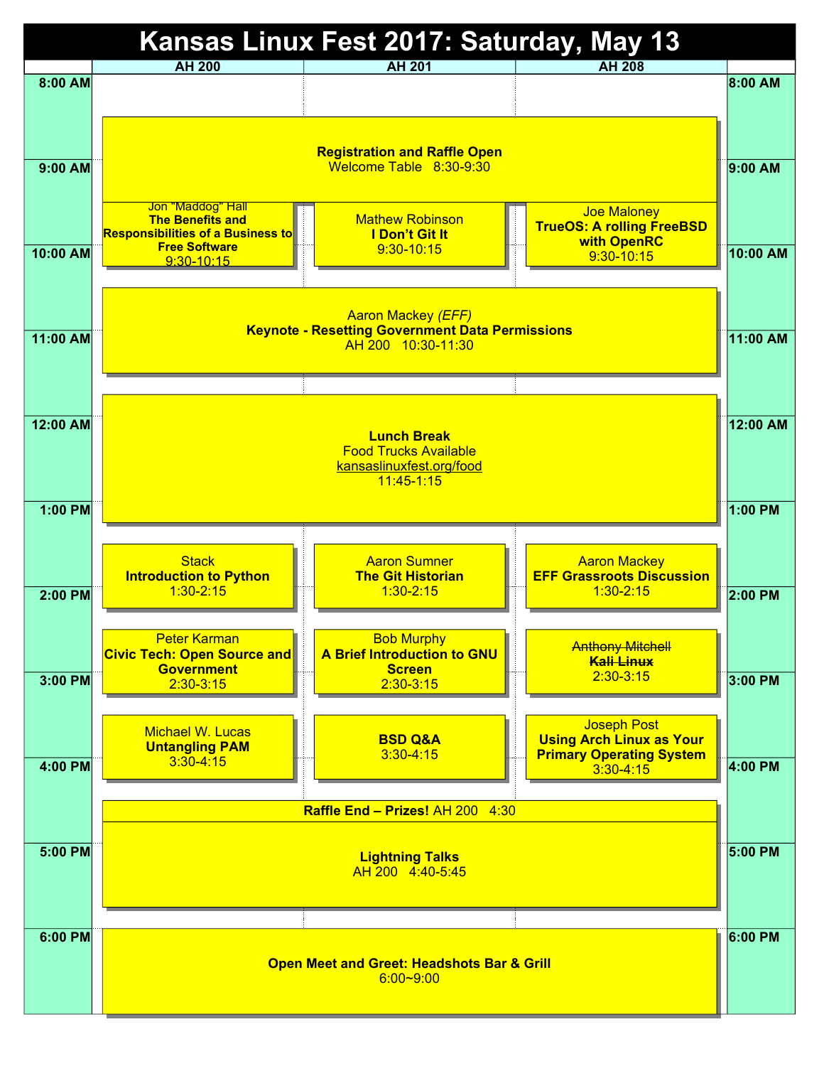# Kansas Linux Fest 2017: Saturday, May 13

| Time | AH 200 | AH 201 | AH 208 |
| --- | --- | --- | --- |
| 8:30-9:30 | **Registration and Raffle Open** Welcome Table 8:30-9:30 | | |
| 9:30-10:15 | Jon "Maddog" Hall **The Benefits and Responsibilities of a Business to Free Software** 9:30-10:15 | Mathew Robinson **I Don't Git It** 9:30-10:15 | Joe Maloney **TrueOS: A rolling FreeBSD with OpenRC** 9:30-10:15 |
| 10:30-11:30 | Aaron Mackey *(EFF)* **Keynote - Resetting Government Data Permissions** AH 200 10:30-11:30 | | |
| 11:45-1:15 | **Lunch Break** Food Trucks Available kansaslinuxfest.org/food 11:45-1:15 | | |
| 1:30-2:15 | Stack **Introduction to Python** 1:30-2:15 | Aaron Sumner **The Git Historian** 1:30-2:15 | Aaron Mackey **EFF Grassroots Discussion** 1:30-2:15 |
| 2:30-3:15 | Peter Karman **Civic Tech: Open Source and Government** 2:30-3:15 | Bob Murphy **A Brief Introduction to GNU Screen** 2:30-3:15 | ~~Anthony Mitchell~~ ~~**Kali Linux**~~ 2:30-3:15 |
| 3:30-4:15 | Michael W. Lucas **Untangling PAM** 3:30-4:15 | **BSD Q&A** 3:30-4:15 | Joseph Post **Using Arch Linux as Your Primary Operating System** 3:30-4:15 |
| 4:30 | **Raffle End – Prizes!** AH 200 4:30 | | |
| 4:40-5:45 | **Lightning Talks** AH 200 4:40-5:45 | | |
| 6:00~9:00 | **Open Meet and Greet: Headshots Bar & Grill** 6:00~9:00 | | |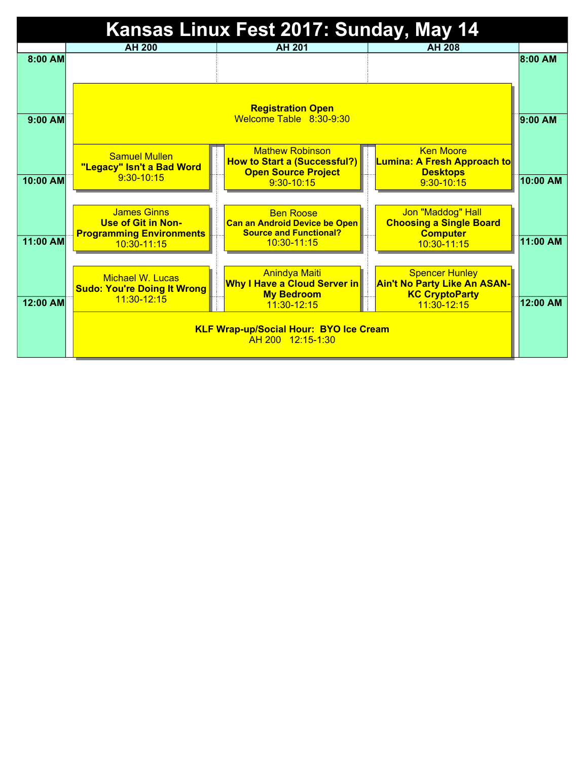# Kansas Linux Fest 2017: Sunday, May 14

| | AH 200 | AH 201 | AH 208 | |
|---|---|---|---|---|
| 8:00 AM | | | | 8:00 AM |
| | **Registration Open**<br>Welcome Table 8:30-9:30 | | | |
| 9:00 AM | | | | 9:00 AM |
| | Samuel Mullen<br>**"Legacy" Isn't a Bad Word**<br>9:30-10:15 | Mathew Robinson<br>**How to Start a (Successful?) Open Source Project**<br>9:30-10:15 | Ken Moore<br>**Lumina: A Fresh Approach to Desktops**<br>9:30-10:15 | |
| 10:00 AM | | | | 10:00 AM |
| | James Ginns<br>**Use of Git in Non-Programming Environments**<br>10:30-11:15 | Ben Roose<br>**Can an Android Device be Open Source and Functional?**<br>10:30-11:15 | Jon "Maddog" Hall<br>**Choosing a Single Board Computer**<br>10:30-11:15 | |
| 11:00 AM | | | | 11:00 AM |
| | Michael W. Lucas<br>**Sudo: You're Doing It Wrong**<br>11:30-12:15 | Anindya Maiti<br>**Why I Have a Cloud Server in My Bedroom**<br>11:30-12:15 | Spencer Hunley<br>**Ain't No Party Like An ASAN-KC CryptoParty**<br>11:30-12:15 | |
| 12:00 AM | | | | 12:00 AM |
| | **KLF Wrap-up/Social Hour: BYO Ice Cream**<br>AH 200 12:15-1:30 | | | |